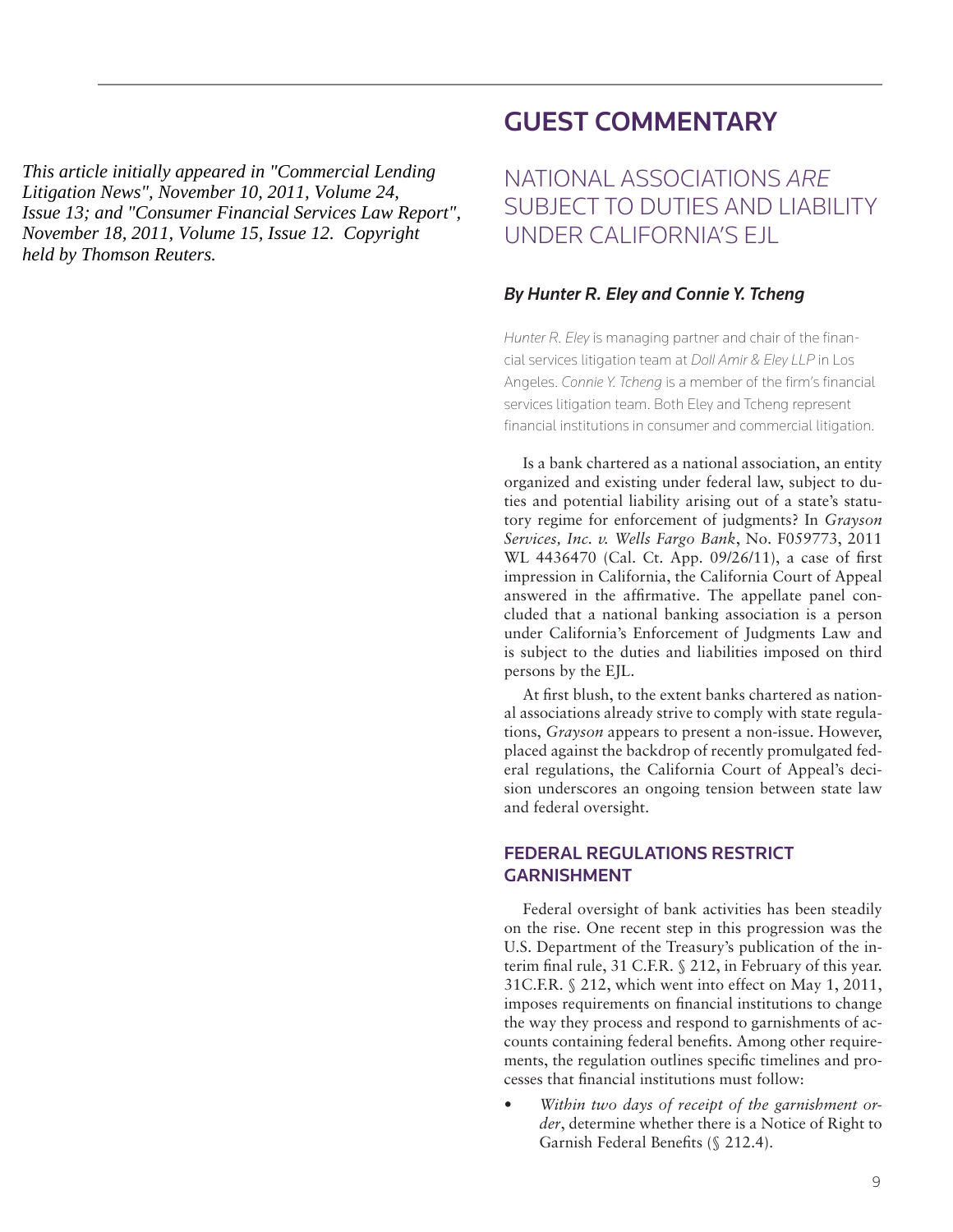*This article initially appeared in "Commercial Lending Litigation News", November 10, 2011, Volume 24, Issue 13; and "Consumer Financial Services Law Report", November 18, 2011, Volume 15, Issue 12. Copyright held by Thomson Reuters.*

# GUEST COMMENTARY

## NATIONAL ASSOCIATIONS *ARE* SUBJECT TO DUTIES AND LIABILITY UNDER CALIFORNIA'S EJL

***By Hunter R. Eley and Connie Y. Tcheng***

*Hunter R. Eley* is managing partner and chair of the financial services litigation team at *Doll Amir & Eley LLP* in Los Angeles. *Connie Y. Tcheng* is a member of the firm's financial services litigation team. Both Eley and Tcheng represent financial institutions in consumer and commercial litigation.

Is a bank chartered as a national association, an entity organized and existing under federal law, subject to duties and potential liability arising out of a state's statutory regime for enforcement of judgments? In *Grayson Services, Inc. v. Wells Fargo Bank*, No. F059773, 2011 WL 4436470 (Cal. Ct. App. 09/26/11), a case of first impression in California, the California Court of Appeal answered in the affirmative. The appellate panel concluded that a national banking association is a person under California's Enforcement of Judgments Law and is subject to the duties and liabilities imposed on third persons by the EJL.

At first blush, to the extent banks chartered as national associations already strive to comply with state regulations, *Grayson* appears to present a non-issue. However, placed against the backdrop of recently promulgated federal regulations, the California Court of Appeal's decision underscores an ongoing tension between state law and federal oversight.

### FEDERAL REGULATIONS RESTRICT GARNISHMENT

Federal oversight of bank activities has been steadily on the rise. One recent step in this progression was the U.S. Department of the Treasury's publication of the interim final rule, 31 C.F.R. § 212, in February of this year. 31C.F.R. § 212, which went into effect on May 1, 2011, imposes requirements on financial institutions to change the way they process and respond to garnishments of accounts containing federal benefits. Among other requirements, the regulation outlines specific timelines and processes that financial institutions must follow:

- *Within two days of receipt of the garnishment order*, determine whether there is a Notice of Right to Garnish Federal Benefits (§ 212.4).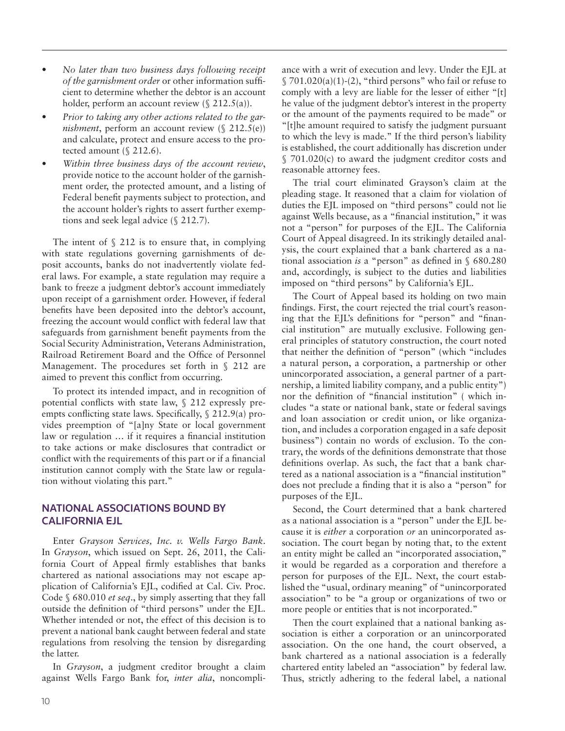- *No later than two business days following receipt of the garnishment order* or other information sufficient to determine whether the debtor is an account holder, perform an account review (§ 212.5(a)).
- *Prior to taking any other actions related to the garnishment*, perform an account review (§ 212.5(e)) and calculate, protect and ensure access to the protected amount (§ 212.6).
- *Within three business days of the account review*, provide notice to the account holder of the garnishment order, the protected amount, and a listing of Federal benefit payments subject to protection, and the account holder's rights to assert further exemptions and seek legal advice (§ 212.7).

The intent of § 212 is to ensure that, in complying with state regulations governing garnishments of deposit accounts, banks do not inadvertently violate federal laws. For example, a state regulation may require a bank to freeze a judgment debtor's account immediately upon receipt of a garnishment order. However, if federal benefits have been deposited into the debtor's account, freezing the account would conflict with federal law that safeguards from garnishment benefit payments from the Social Security Administration, Veterans Administration, Railroad Retirement Board and the Office of Personnel Management. The procedures set forth in § 212 are aimed to prevent this conflict from occurring.

To protect its intended impact, and in recognition of potential conflicts with state law, § 212 expressly preempts conflicting state laws. Specifically, § 212.9(a) provides preemption of "[a]ny State or local government law or regulation … if it requires a financial institution to take actions or make disclosures that contradict or conflict with the requirements of this part or if a financial institution cannot comply with the State law or regulation without violating this part."

## NATIONAL ASSOCIATIONS BOUND BY CALIFORNIA EJL

Enter *Grayson Services, Inc. v. Wells Fargo Bank*. In *Grayson*, which issued on Sept. 26, 2011, the California Court of Appeal firmly establishes that banks chartered as national associations may not escape application of California's EJL, codified at Cal. Civ. Proc. Code § 680.010 *et seq*., by simply asserting that they fall outside the definition of "third persons" under the EJL. Whether intended or not, the effect of this decision is to prevent a national bank caught between federal and state regulations from resolving the tension by disregarding the latter.

In *Grayson*, a judgment creditor brought a claim against Wells Fargo Bank for, *inter alia*, noncompliance with a writ of execution and levy. Under the EJL at § 701.020(a)(1)-(2), "third persons" who fail or refuse to comply with a levy are liable for the lesser of either "[t]he value of the judgment debtor's interest in the property or the amount of the payments required to be made" or "[t]he amount required to satisfy the judgment pursuant to which the levy is made." If the third person's liability is established, the court additionally has discretion under § 701.020(c) to award the judgment creditor costs and reasonable attorney fees.

The trial court eliminated Grayson's claim at the pleading stage. It reasoned that a claim for violation of duties the EJL imposed on "third persons" could not lie against Wells because, as a "financial institution," it was not a "person" for purposes of the EJL. The California Court of Appeal disagreed. In its strikingly detailed analysis, the court explained that a bank chartered as a national association *is* a "person" as defined in § 680.280 and, accordingly, is subject to the duties and liabilities imposed on "third persons" by California's EJL.

The Court of Appeal based its holding on two main findings. First, the court rejected the trial court's reasoning that the EJL's definitions for "person" and "financial institution" are mutually exclusive. Following general principles of statutory construction, the court noted that neither the definition of "person" (which "includes a natural person, a corporation, a partnership or other unincorporated association, a general partner of a partnership, a limited liability company, and a public entity") nor the definition of "financial institution" ( which includes "a state or national bank, state or federal savings and loan association or credit union, or like organization, and includes a corporation engaged in a safe deposit business") contain no words of exclusion. To the contrary, the words of the definitions demonstrate that those definitions overlap. As such, the fact that a bank chartered as a national association is a "financial institution" does not preclude a finding that it is also a "person" for purposes of the EJL.

Second, the Court determined that a bank chartered as a national association is a "person" under the EJL because it is *either* a corporation *or* an unincorporated association. The court began by noting that, to the extent an entity might be called an "incorporated association," it would be regarded as a corporation and therefore a person for purposes of the EJL. Next, the court established the "usual, ordinary meaning" of "unincorporated association" to be "a group or organizations of two or more people or entities that is not incorporated."

Then the court explained that a national banking association is either a corporation or an unincorporated association. On the one hand, the court observed, a bank chartered as a national association is a federally chartered entity labeled an "association" by federal law. Thus, strictly adhering to the federal label, a national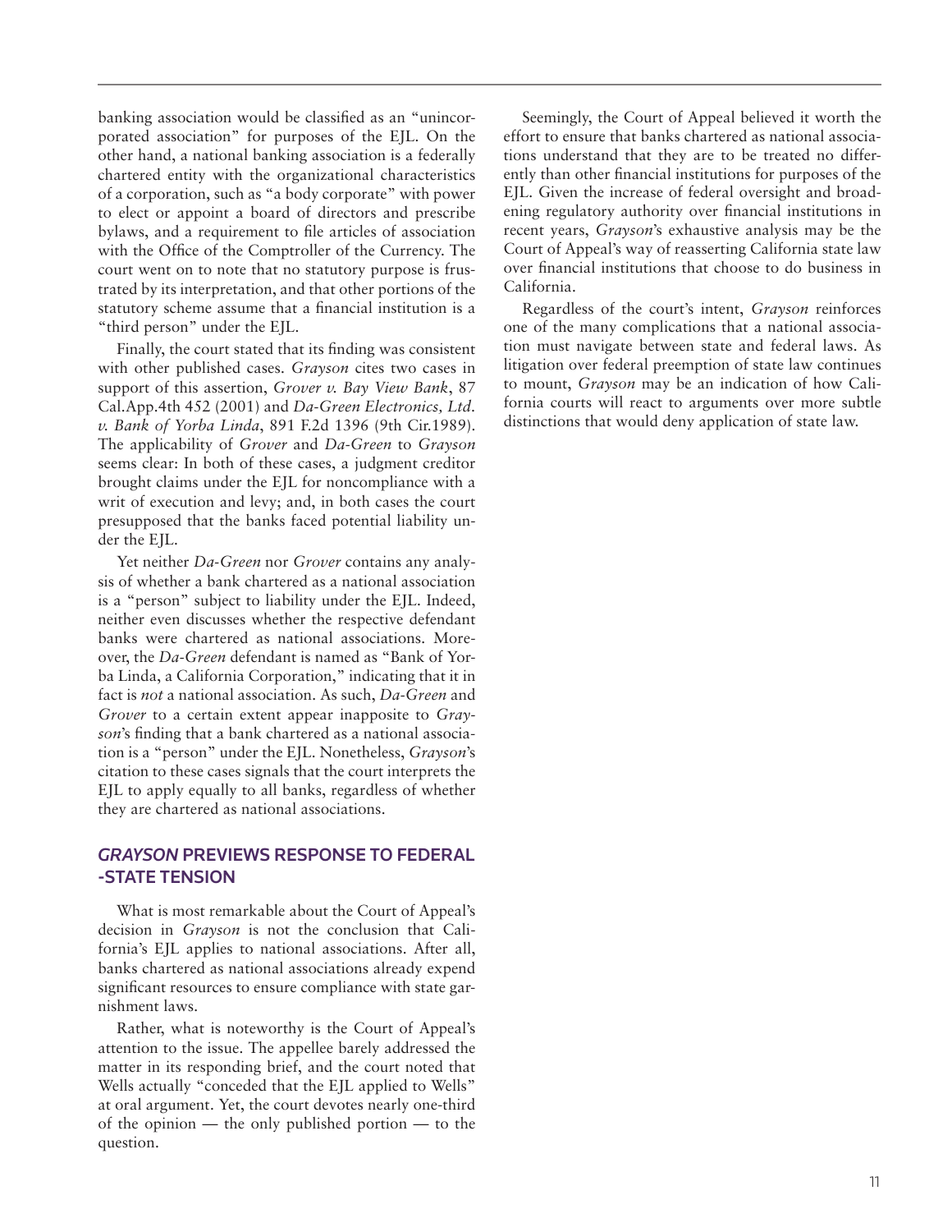banking association would be classified as an "unincorporated association" for purposes of the EJL. On the other hand, a national banking association is a federally chartered entity with the organizational characteristics of a corporation, such as "a body corporate" with power to elect or appoint a board of directors and prescribe bylaws, and a requirement to file articles of association with the Office of the Comptroller of the Currency. The court went on to note that no statutory purpose is frustrated by its interpretation, and that other portions of the statutory scheme assume that a financial institution is a "third person" under the EJL.

Finally, the court stated that its finding was consistent with other published cases. *Grayson* cites two cases in support of this assertion, *Grover v. Bay View Bank*, 87 Cal.App.4th 452 (2001) and *Da-Green Electronics, Ltd. v. Bank of Yorba Linda*, 891 F.2d 1396 (9th Cir.1989). The applicability of *Grover* and *Da-Green* to *Grayson* seems clear: In both of these cases, a judgment creditor brought claims under the EJL for noncompliance with a writ of execution and levy; and, in both cases the court presupposed that the banks faced potential liability under the EJL.

Yet neither *Da-Green* nor *Grover* contains any analysis of whether a bank chartered as a national association is a "person" subject to liability under the EJL. Indeed, neither even discusses whether the respective defendant banks were chartered as national associations. Moreover, the *Da-Green* defendant is named as "Bank of Yorba Linda, a California Corporation," indicating that it in fact is *not* a national association. As such, *Da-Green* and *Grover* to a certain extent appear inapposite to *Grayson*'s finding that a bank chartered as a national association is a "person" under the EJL. Nonetheless, *Grayson*'s citation to these cases signals that the court interprets the EJL to apply equally to all banks, regardless of whether they are chartered as national associations.

## *GRAYSON* PREVIEWS RESPONSE TO FEDERAL-STATE TENSION

What is most remarkable about the Court of Appeal's decision in *Grayson* is not the conclusion that California's EJL applies to national associations. After all, banks chartered as national associations already expend significant resources to ensure compliance with state garnishment laws.

Rather, what is noteworthy is the Court of Appeal's attention to the issue. The appellee barely addressed the matter in its responding brief, and the court noted that Wells actually "conceded that the EJL applied to Wells" at oral argument. Yet, the court devotes nearly one-third of the opinion — the only published portion — to the question.

Seemingly, the Court of Appeal believed it worth the effort to ensure that banks chartered as national associations understand that they are to be treated no differently than other financial institutions for purposes of the EJL. Given the increase of federal oversight and broadening regulatory authority over financial institutions in recent years, *Grayson*'s exhaustive analysis may be the Court of Appeal's way of reasserting California state law over financial institutions that choose to do business in California.

Regardless of the court's intent, *Grayson* reinforces one of the many complications that a national association must navigate between state and federal laws. As litigation over federal preemption of state law continues to mount, *Grayson* may be an indication of how California courts will react to arguments over more subtle distinctions that would deny application of state law.